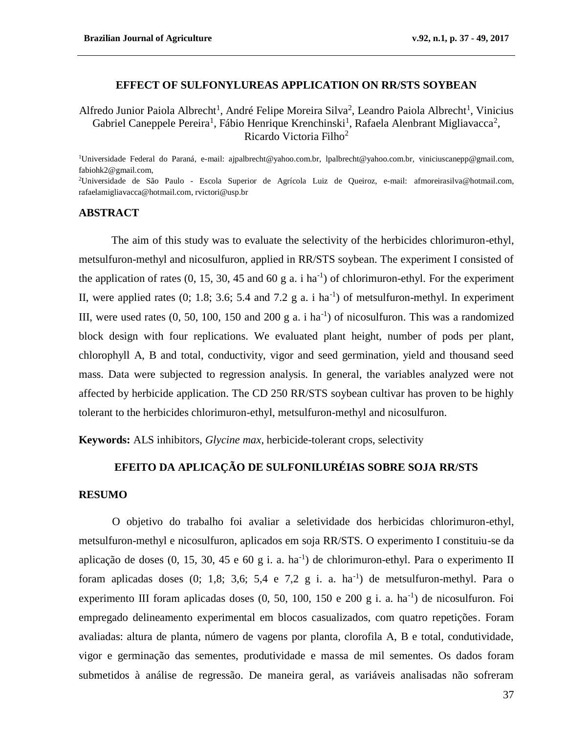# EFFECT OF SULFONYLUREAS APPLICATION ON RR/STS SOYBEAN

Alfredo Junior Paiola Albrecht[1], André Felipe Moreira Silva[2], Leandro Paiola Albrecht[1], Vinicius Gabriel Caneppele Pereira[1], Fábio Henrique Krenchinski[1], Rafaela Alenbrant Migliavacca[2], Ricardo Victoria Filho[2]

[1]Universidade Federal do Paraná, e-mail: ajpalbrecht@yahoo.com.br, lpalbrecht@yahoo.com.br, viniciuscanepp@gmail.com, fabiohk2@gmail.com,

[2]Universidade de São Paulo - Escola Superior de Agrícola Luiz de Queiroz, e-mail: afmoreirasilva@hotmail.com, rafaelamigliavacca@hotmail.com, rvictori@usp.br

## ABSTRACT

The aim of this study was to evaluate the selectivity of the herbicides chlorimuron-ethyl, metsulfuron-methyl and nicosulfuron, applied in RR/STS soybean. The experiment I consisted of the application of rates (0, 15, 30, 45 and 60 g a. i $ha^{-1}$) of chlorimuron-ethyl. For the experiment II, were applied rates (0; 1.8; 3.6; 5.4 and 7.2 g a. i $ha^{-1}$) of metsulfuron-methyl. In experiment III, were used rates (0, 50, 100, 150 and 200 g a. i $ha^{-1}$) of nicosulfuron. This was a randomized block design with four replications. We evaluated plant height, number of pods per plant, chlorophyll A, B and total, conductivity, vigor and seed germination, yield and thousand seed mass. Data were subjected to regression analysis. In general, the variables analyzed were not affected by herbicide application. The CD 250 RR/STS soybean cultivar has proven to be highly tolerant to the herbicides chlorimuron-ethyl, metsulfuron-methyl and nicosulfuron.

**Keywords:** ALS inhibitors, *Glycine max*, herbicide-tolerant crops, selectivity

# EFEITO DA APLICAÇÃO DE SULFONILURÉIAS SOBRE SOJA RR/STS

## RESUMO

O objetivo do trabalho foi avaliar a seletividade dos herbicidas chlorimuron-ethyl, metsulfuron-methyl e nicosulfuron, aplicados em soja RR/STS. O experimento I constituiu-se da aplicação de doses (0, 15, 30, 45 e 60 g i. a. $ha^{-1}$) de chlorimuron-ethyl. Para o experimento II foram aplicadas doses (0; 1,8; 3,6; 5,4 e 7,2 g i. a. $ha^{-1}$) de metsulfuron-methyl. Para o experimento III foram aplicadas doses (0, 50, 100, 150 e 200 g i. a. $ha^{-1}$) de nicosulfuron. Foi empregado delineamento experimental em blocos casualizados, com quatro repetições. Foram avaliadas: altura de planta, número de vagens por planta, clorofila A, B e total, condutividade, vigor e germinação das sementes, produtividade e massa de mil sementes. Os dados foram submetidos à análise de regressão. De maneira geral, as variáveis analisadas não sofreram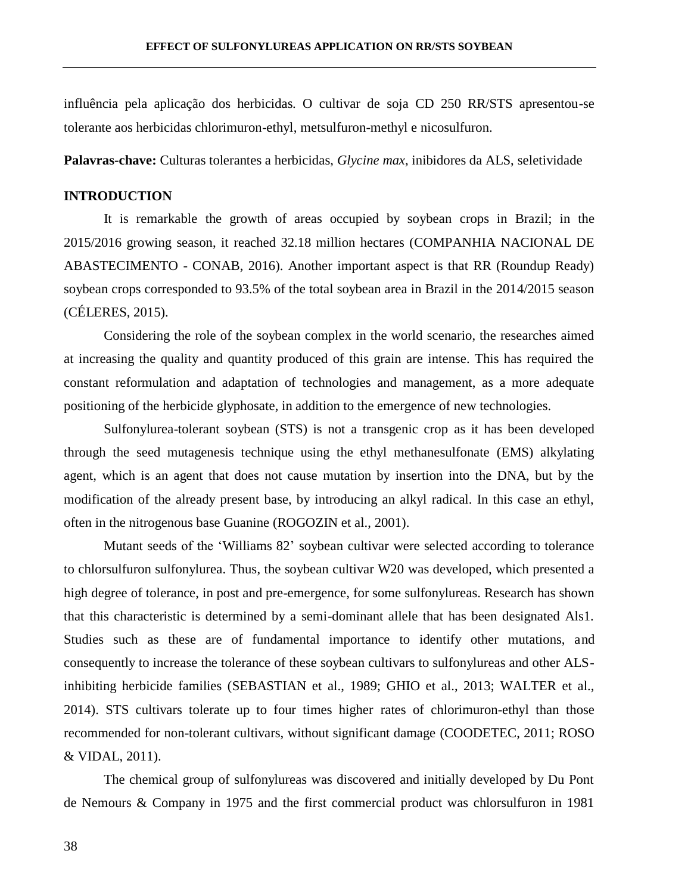influência pela aplicação dos herbicidas. O cultivar de soja CD 250 RR/STS apresentou-se tolerante aos herbicidas chlorimuron-ethyl, metsulfuron-methyl e nicosulfuron.

**Palavras-chave:** Culturas tolerantes a herbicidas, *Glycine max*, inibidores da ALS, seletividade

## INTRODUCTION

It is remarkable the growth of areas occupied by soybean crops in Brazil; in the 2015/2016 growing season, it reached 32.18 million hectares (COMPANHIA NACIONAL DE ABASTECIMENTO - CONAB, 2016). Another important aspect is that RR (Roundup Ready) soybean crops corresponded to 93.5% of the total soybean area in Brazil in the 2014/2015 season (CÉLERES, 2015).

Considering the role of the soybean complex in the world scenario, the researches aimed at increasing the quality and quantity produced of this grain are intense. This has required the constant reformulation and adaptation of technologies and management, as a more adequate positioning of the herbicide glyphosate, in addition to the emergence of new technologies.

Sulfonylurea-tolerant soybean (STS) is not a transgenic crop as it has been developed through the seed mutagenesis technique using the ethyl methanesulfonate (EMS) alkylating agent, which is an agent that does not cause mutation by insertion into the DNA, but by the modification of the already present base, by introducing an alkyl radical. In this case an ethyl, often in the nitrogenous base Guanine (ROGOZIN et al., 2001).

Mutant seeds of the 'Williams 82' soybean cultivar were selected according to tolerance to chlorsulfuron sulfonylurea. Thus, the soybean cultivar W20 was developed, which presented a high degree of tolerance, in post and pre-emergence, for some sulfonylureas. Research has shown that this characteristic is determined by a semi-dominant allele that has been designated Als1. Studies such as these are of fundamental importance to identify other mutations, and consequently to increase the tolerance of these soybean cultivars to sulfonylureas and other ALS-inhibiting herbicide families (SEBASTIAN et al., 1989; GHIO et al., 2013; WALTER et al., 2014). STS cultivars tolerate up to four times higher rates of chlorimuron-ethyl than those recommended for non-tolerant cultivars, without significant damage (COODETEC, 2011; ROSO & VIDAL, 2011).

The chemical group of sulfonylureas was discovered and initially developed by Du Pont de Nemours & Company in 1975 and the first commercial product was chlorsulfuron in 1981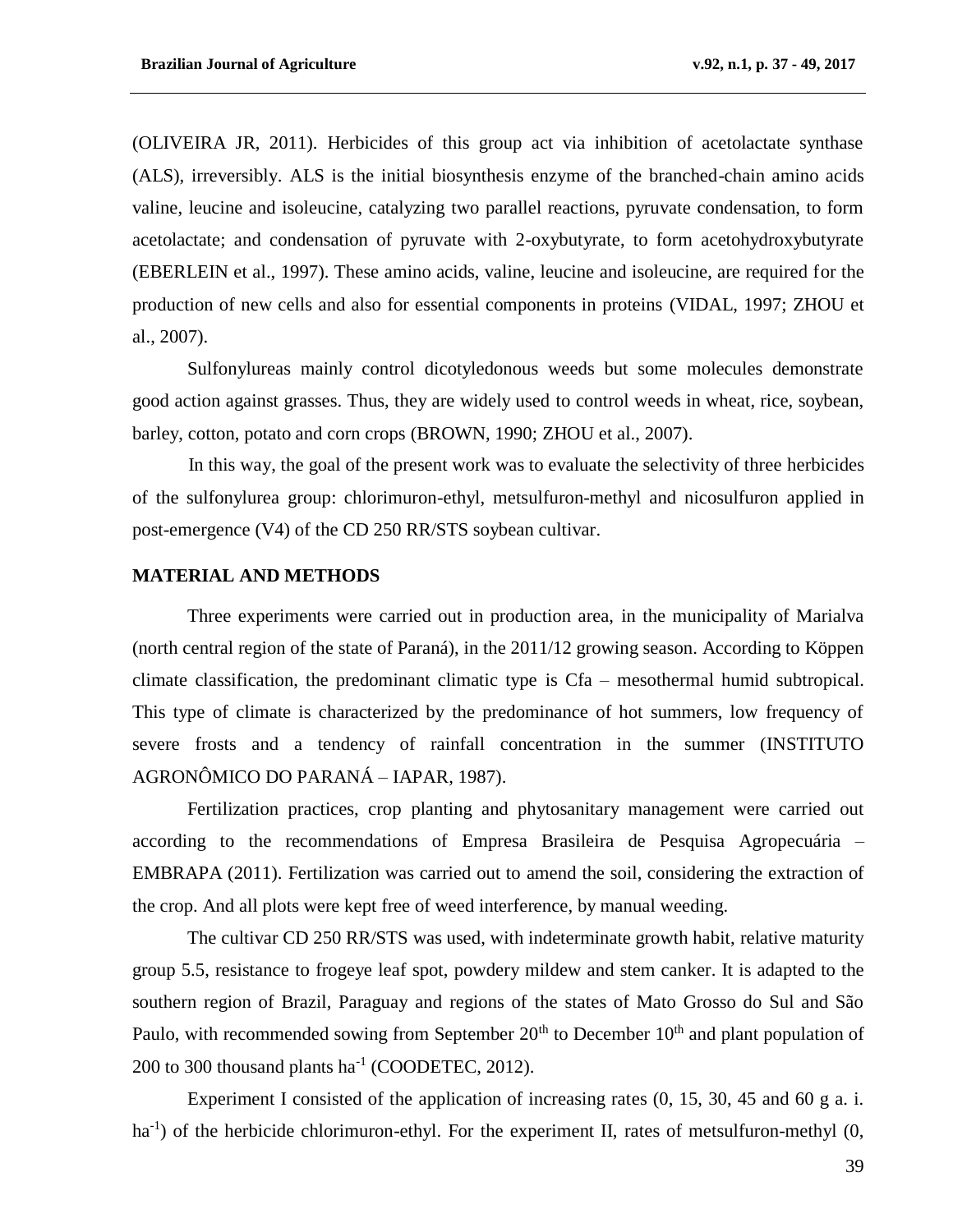(OLIVEIRA JR, 2011). Herbicides of this group act via inhibition of acetolactate synthase (ALS), irreversibly. ALS is the initial biosynthesis enzyme of the branched-chain amino acids valine, leucine and isoleucine, catalyzing two parallel reactions, pyruvate condensation, to form acetolactate; and condensation of pyruvate with 2-oxybutyrate, to form acetohydroxybutyrate (EBERLEIN et al., 1997). These amino acids, valine, leucine and isoleucine, are required for the production of new cells and also for essential components in proteins (VIDAL, 1997; ZHOU et al., 2007).

Sulfonylureas mainly control dicotyledonous weeds but some molecules demonstrate good action against grasses. Thus, they are widely used to control weeds in wheat, rice, soybean, barley, cotton, potato and corn crops (BROWN, 1990; ZHOU et al., 2007).

In this way, the goal of the present work was to evaluate the selectivity of three herbicides of the sulfonylurea group: chlorimuron-ethyl, metsulfuron-methyl and nicosulfuron applied in post-emergence (V4) of the CD 250 RR/STS soybean cultivar.

## MATERIAL AND METHODS

Three experiments were carried out in production area, in the municipality of Marialva (north central region of the state of Paraná), in the 2011/12 growing season. According to Köppen climate classification, the predominant climatic type is Cfa – mesothermal humid subtropical. This type of climate is characterized by the predominance of hot summers, low frequency of severe frosts and a tendency of rainfall concentration in the summer (INSTITUTO AGRONÔMICO DO PARANÁ – IAPAR, 1987).

Fertilization practices, crop planting and phytosanitary management were carried out according to the recommendations of Empresa Brasileira de Pesquisa Agropecuária – EMBRAPA (2011). Fertilization was carried out to amend the soil, considering the extraction of the crop. And all plots were kept free of weed interference, by manual weeding.

The cultivar CD 250 RR/STS was used, with indeterminate growth habit, relative maturity group 5.5, resistance to frogeye leaf spot, powdery mildew and stem canker. It is adapted to the southern region of Brazil, Paraguay and regions of the states of Mato Grosso do Sul and São Paulo, with recommended sowing from September 20$^{th}$ to December 10$^{th}$ and plant population of 200 to 300 thousand plants ha$^{-1}$ (COODETEC, 2012).

Experiment I consisted of the application of increasing rates (0, 15, 30, 45 and 60 g a. i. ha$^{-1}$) of the herbicide chlorimuron-ethyl. For the experiment II, rates of metsulfuron-methyl (0,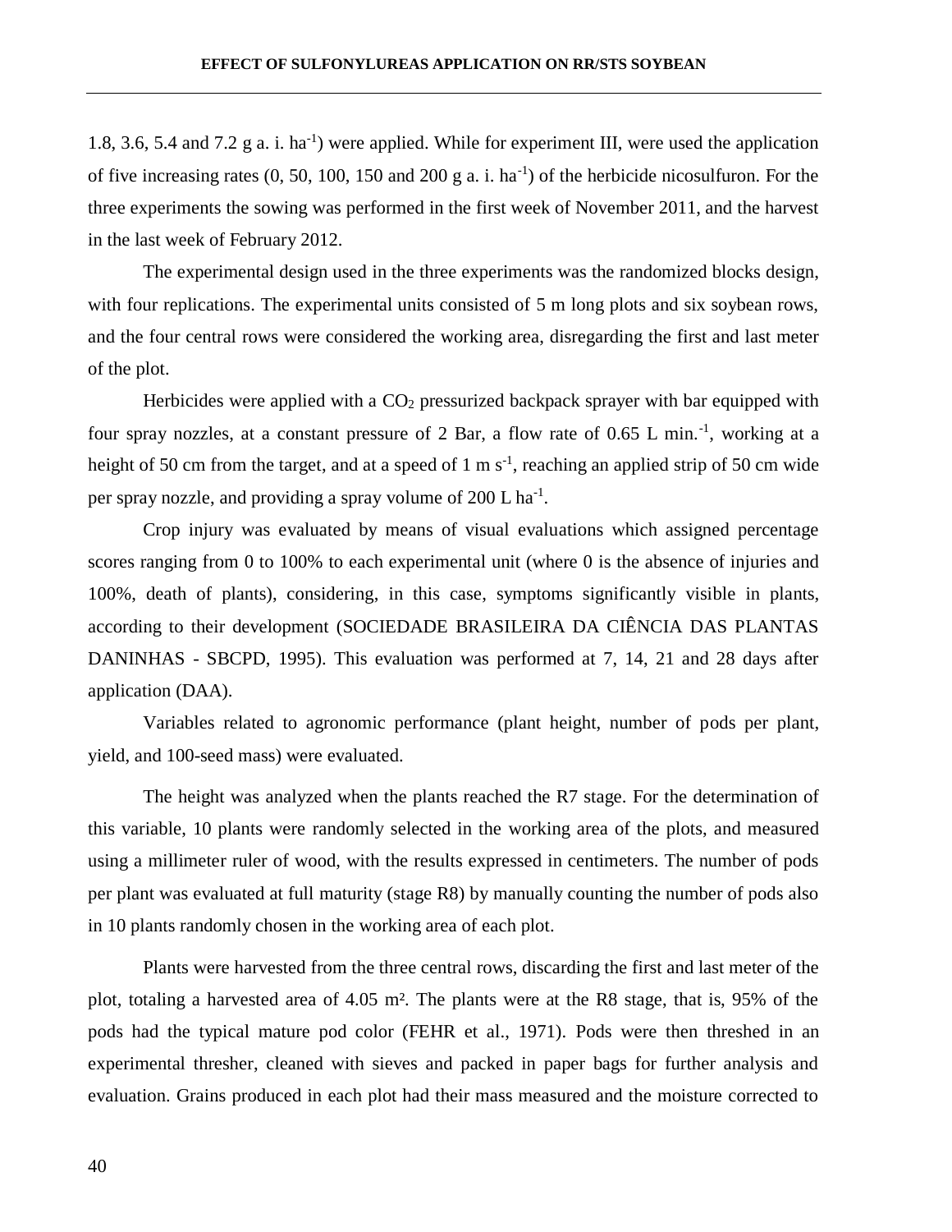1.8, 3.6, 5.4 and 7.2 g a. i. ha$^{-1}$) were applied. While for experiment III, were used the application of five increasing rates (0, 50, 100, 150 and 200 g a. i. ha$^{-1}$) of the herbicide nicosulfuron. For the three experiments the sowing was performed in the first week of November 2011, and the harvest in the last week of February 2012.

The experimental design used in the three experiments was the randomized blocks design, with four replications. The experimental units consisted of 5 m long plots and six soybean rows, and the four central rows were considered the working area, disregarding the first and last meter of the plot.

Herbicides were applied with a $CO_2$ pressurized backpack sprayer with bar equipped with four spray nozzles, at a constant pressure of 2 Bar, a flow rate of 0.65 L min.$^{-1}$, working at a height of 50 cm from the target, and at a speed of 1 m s$^{-1}$, reaching an applied strip of 50 cm wide per spray nozzle, and providing a spray volume of 200 L ha$^{-1}$.

Crop injury was evaluated by means of visual evaluations which assigned percentage scores ranging from 0 to 100% to each experimental unit (where 0 is the absence of injuries and 100%, death of plants), considering, in this case, symptoms significantly visible in plants, according to their development (SOCIEDADE BRASILEIRA DA CIÊNCIA DAS PLANTAS DANINHAS - SBCPD, 1995). This evaluation was performed at 7, 14, 21 and 28 days after application (DAA).

Variables related to agronomic performance (plant height, number of pods per plant, yield, and 100-seed mass) were evaluated.

The height was analyzed when the plants reached the R7 stage. For the determination of this variable, 10 plants were randomly selected in the working area of the plots, and measured using a millimeter ruler of wood, with the results expressed in centimeters. The number of pods per plant was evaluated at full maturity (stage R8) by manually counting the number of pods also in 10 plants randomly chosen in the working area of each plot.

Plants were harvested from the three central rows, discarding the first and last meter of the plot, totaling a harvested area of 4.05 m². The plants were at the R8 stage, that is, 95% of the pods had the typical mature pod color (FEHR et al., 1971). Pods were then threshed in an experimental thresher, cleaned with sieves and packed in paper bags for further analysis and evaluation. Grains produced in each plot had their mass measured and the moisture corrected to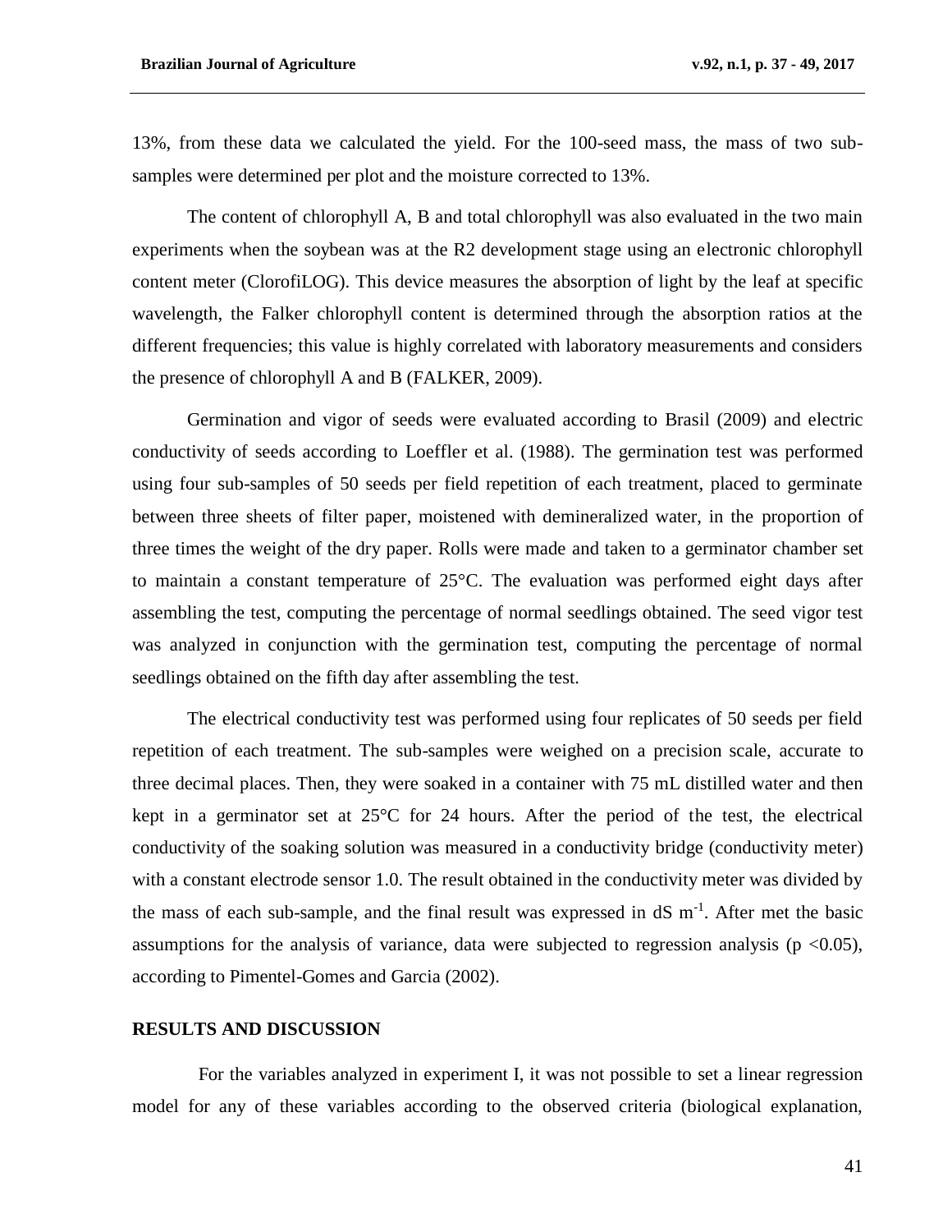13%, from these data we calculated the yield. For the 100-seed mass, the mass of two sub-samples were determined per plot and the moisture corrected to 13%.

The content of chlorophyll A, B and total chlorophyll was also evaluated in the two main experiments when the soybean was at the R2 development stage using an electronic chlorophyll content meter (ClorofiLOG). This device measures the absorption of light by the leaf at specific wavelength, the Falker chlorophyll content is determined through the absorption ratios at the different frequencies; this value is highly correlated with laboratory measurements and considers the presence of chlorophyll A and B (FALKER, 2009).

Germination and vigor of seeds were evaluated according to Brasil (2009) and electric conductivity of seeds according to Loeffler et al. (1988). The germination test was performed using four sub-samples of 50 seeds per field repetition of each treatment, placed to germinate between three sheets of filter paper, moistened with demineralized water, in the proportion of three times the weight of the dry paper. Rolls were made and taken to a germinator chamber set to maintain a constant temperature of 25°C. The evaluation was performed eight days after assembling the test, computing the percentage of normal seedlings obtained. The seed vigor test was analyzed in conjunction with the germination test, computing the percentage of normal seedlings obtained on the fifth day after assembling the test.

The electrical conductivity test was performed using four replicates of 50 seeds per field repetition of each treatment. The sub-samples were weighed on a precision scale, accurate to three decimal places. Then, they were soaked in a container with 75 mL distilled water and then kept in a germinator set at 25°C for 24 hours. After the period of the test, the electrical conductivity of the soaking solution was measured in a conductivity bridge (conductivity meter) with a constant electrode sensor 1.0. The result obtained in the conductivity meter was divided by the mass of each sub-sample, and the final result was expressed in dS $m^{-1}$. After met the basic assumptions for the analysis of variance, data were subjected to regression analysis ($p < 0.05$), according to Pimentel-Gomes and Garcia (2002).

## RESULTS AND DISCUSSION

For the variables analyzed in experiment I, it was not possible to set a linear regression model for any of these variables according to the observed criteria (biological explanation,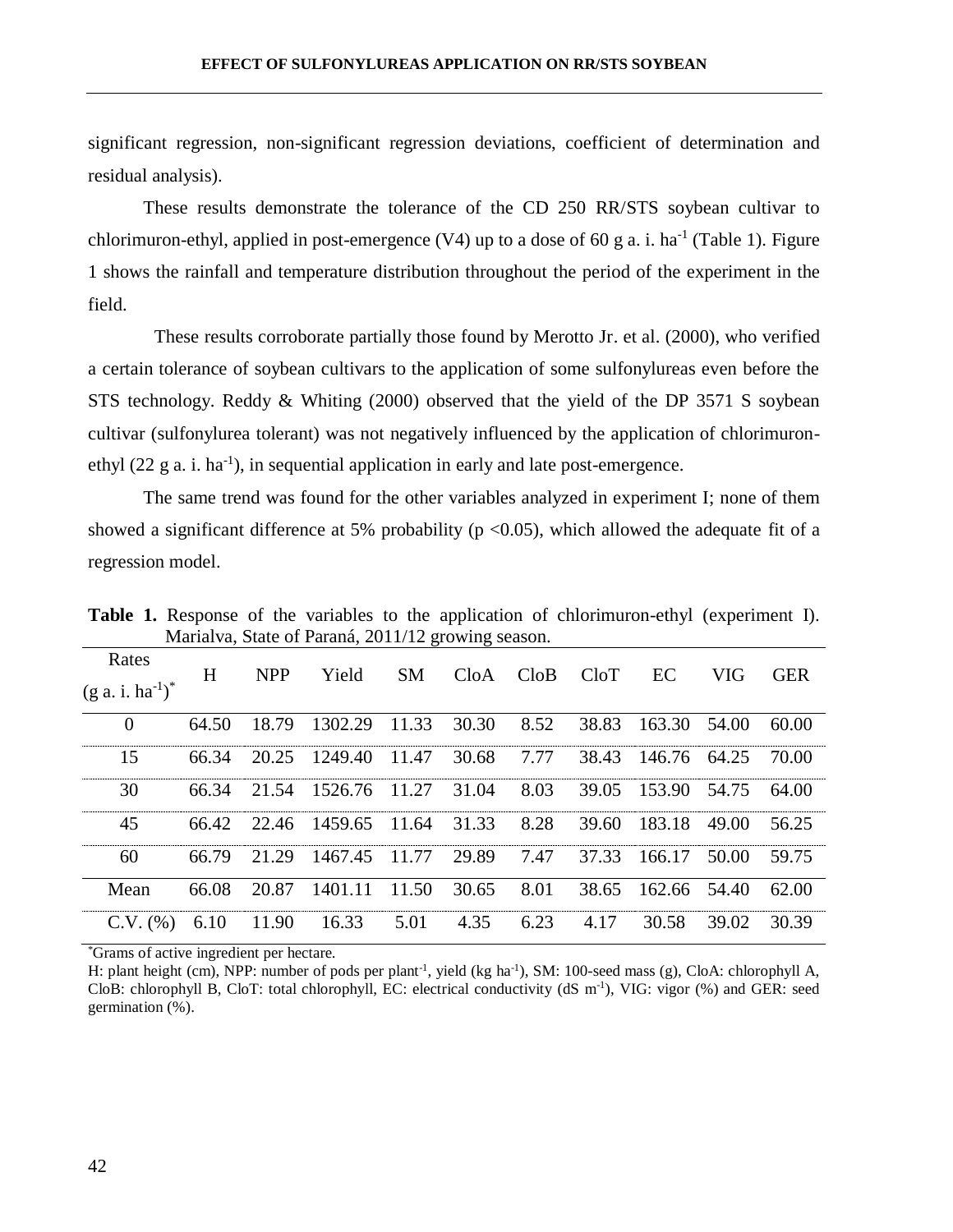significant regression, non-significant regression deviations, coefficient of determination and residual analysis).

These results demonstrate the tolerance of the CD 250 RR/STS soybean cultivar to chlorimuron-ethyl, applied in post-emergence (V4) up to a dose of 60 g a. i. $ha^{-1}$ (Table 1). Figure 1 shows the rainfall and temperature distribution throughout the period of the experiment in the field.

These results corroborate partially those found by Merotto Jr. et al. (2000), who verified a certain tolerance of soybean cultivars to the application of some sulfonylureas even before the STS technology. Reddy & Whiting (2000) observed that the yield of the DP 3571 S soybean cultivar (sulfonylurea tolerant) was not negatively influenced by the application of chlorimuron-ethyl (22 g a. i. $ha^{-1}$), in sequential application in early and late post-emergence.

The same trend was found for the other variables analyzed in experiment I; none of them showed a significant difference at 5% probability ($p < 0.05$), which allowed the adequate fit of a regression model.

**Table 1.** Response of the variables to the application of chlorimuron-ethyl (experiment I). Marialva, State of Paraná, 2011/12 growing season.

| Rates (g a. i. $ha^{-1}$)* | H | NPP | Yield | SM | CloA | CloB | CloT | EC | VIG | GER |
|---|---|---|---|---|---|---|---|---|---|---|
| 0 | 64.50 | 18.79 | 1302.29 | 11.33 | 30.30 | 8.52 | 38.83 | 163.30 | 54.00 | 60.00 |
| 15 | 66.34 | 20.25 | 1249.40 | 11.47 | 30.68 | 7.77 | 38.43 | 146.76 | 64.25 | 70.00 |
| 30 | 66.34 | 21.54 | 1526.76 | 11.27 | 31.04 | 8.03 | 39.05 | 153.90 | 54.75 | 64.00 |
| 45 | 66.42 | 22.46 | 1459.65 | 11.64 | 31.33 | 8.28 | 39.60 | 183.18 | 49.00 | 56.25 |
| 60 | 66.79 | 21.29 | 1467.45 | 11.77 | 29.89 | 7.47 | 37.33 | 166.17 | 50.00 | 59.75 |
| Mean | 66.08 | 20.87 | 1401.11 | 11.50 | 30.65 | 8.01 | 38.65 | 162.66 | 54.40 | 62.00 |
| C.V. (%) | 6.10 | 11.90 | 16.33 | 5.01 | 4.35 | 6.23 | 4.17 | 30.58 | 39.02 | 30.39 |

*Grams of active ingredient per hectare.

H: plant height (cm), NPP: number of pods per $plant^{-1}$, yield (kg $ha^{-1}$), SM: 100-seed mass (g), CloA: chlorophyll A, CloB: chlorophyll B, CloT: total chlorophyll, EC: electrical conductivity (dS $m^{-1}$), VIG: vigor (%) and GER: seed germination (%).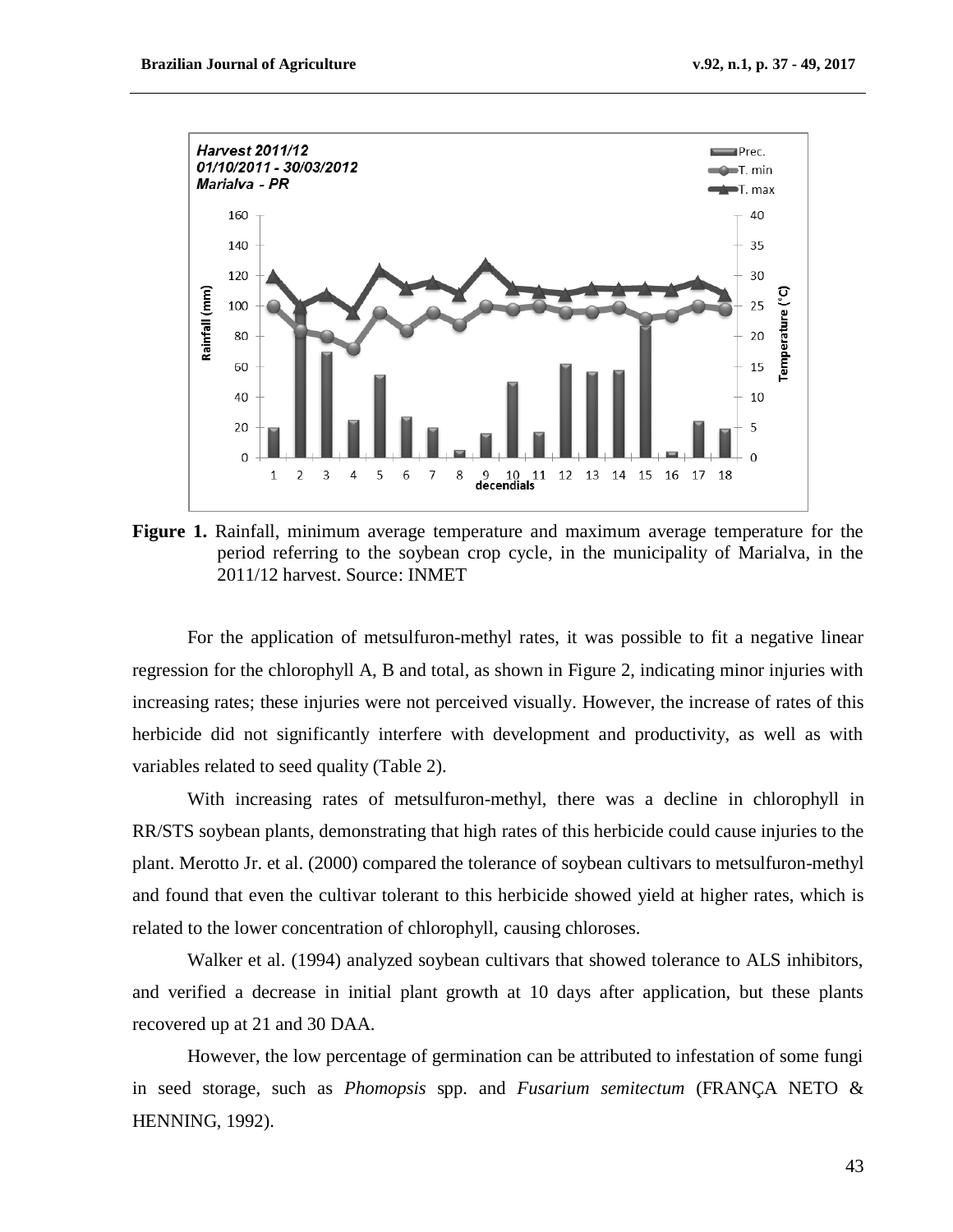Harvest 2011/12
01/10/2011 - 30/03/2012
Marialva - PR

Prec.
T. min
T. max

Rainfall (mm)
160
140
120
100
80
60
40
20
0

Temperature (°C)
40
35
30
25
20
15
10
5
0

1 2 3 4 5 6 7 8 9 10 11 12 13 14 15 16 17 18
decendials

**Figure 1.** Rainfall, minimum average temperature and maximum average temperature for the period referring to the soybean crop cycle, in the municipality of Marialva, in the 2011/12 harvest. Source: INMET

For the application of metsulfuron-methyl rates, it was possible to fit a negative linear regression for the chlorophyll A, B and total, as shown in Figure 2, indicating minor injuries with increasing rates; these injuries were not perceived visually. However, the increase of rates of this herbicide did not significantly interfere with development and productivity, as well as with variables related to seed quality (Table 2).

With increasing rates of metsulfuron-methyl, there was a decline in chlorophyll in RR/STS soybean plants, demonstrating that high rates of this herbicide could cause injuries to the plant. Merotto Jr. et al. (2000) compared the tolerance of soybean cultivars to metsulfuron-methyl and found that even the cultivar tolerant to this herbicide showed yield at higher rates, which is related to the lower concentration of chlorophyll, causing chloroses.

Walker et al. (1994) analyzed soybean cultivars that showed tolerance to ALS inhibitors, and verified a decrease in initial plant growth at 10 days after application, but these plants recovered up at 21 and 30 DAA.

However, the low percentage of germination can be attributed to infestation of some fungi in seed storage, such as *Phomopsis* spp. and *Fusarium semitectum* (FRANÇA NETO & HENNING, 1992).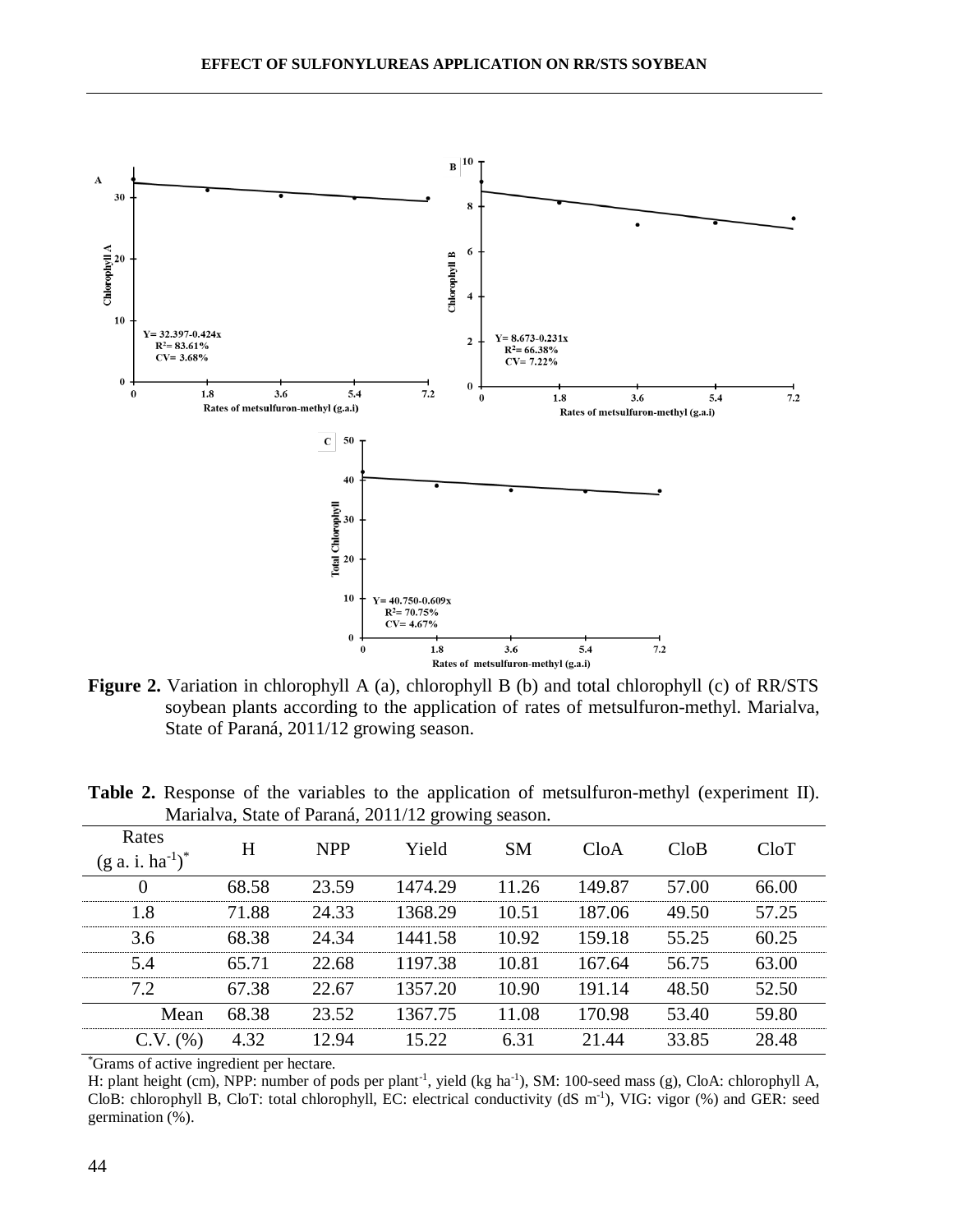A

Chlorophyll A

Y= 32.397-0.424x
$R^2$= 83.61%
CV= 3.68%

Rates of metsulfuron-methyl (g.a.i)

0 1.8 3.6 5.4 7.2

0 10 20 30

B

Chlorophyll B

Y= 8.673-0.231x
$R^2$= 66.38%
CV= 7.22%

Rates of metsulfuron-methyl (g.a.i)

0 1.8 3.6 5.4 7.2

0 2 4 6 8 10

C

Total Chlorophyll

Y= 40.750-0.609x
$R^2$= 70.75%
CV= 4.67%

Rates of metsulfuron-methyl (g.a.i)

0 1.8 3.6 5.4 7.2

0 10 20 30 40 50

**Figure 2.** Variation in chlorophyll A (a), chlorophyll B (b) and total chlorophyll (c) of RR/STS soybean plants according to the application of rates of metsulfuron-methyl. Marialva, State of Paraná, 2011/12 growing season.

**Table 2.** Response of the variables to the application of metsulfuron-methyl (experiment II). Marialva, State of Paraná, 2011/12 growing season.

| Rates (g a. i. $ha^{-1}$)* | H | NPP | Yield | SM | CloA | CloB | CloT |
|---|---|---|---|---|---|---|---|
| 0 | 68.58 | 23.59 | 1474.29 | 11.26 | 149.87 | 57.00 | 66.00 |
| 1.8 | 71.88 | 24.33 | 1368.29 | 10.51 | 187.06 | 49.50 | 57.25 |
| 3.6 | 68.38 | 24.34 | 1441.58 | 10.92 | 159.18 | 55.25 | 60.25 |
| 5.4 | 65.71 | 22.68 | 1197.38 | 10.81 | 167.64 | 56.75 | 63.00 |
| 7.2 | 67.38 | 22.67 | 1357.20 | 10.90 | 191.14 | 48.50 | 52.50 |
| Mean | 68.38 | 23.52 | 1367.75 | 11.08 | 170.98 | 53.40 | 59.80 |
| C.V. (%) | 4.32 | 12.94 | 15.22 | 6.31 | 21.44 | 33.85 | 28.48 |

*Grams of active ingredient per hectare.

H: plant height (cm), NPP: number of pods per $plant^{-1}$, yield (kg $ha^{-1}$), SM: 100-seed mass (g), CloA: chlorophyll A, CloB: chlorophyll B, CloT: total chlorophyll, EC: electrical conductivity (dS $m^{-1}$), VIG: vigor (%) and GER: seed germination (%).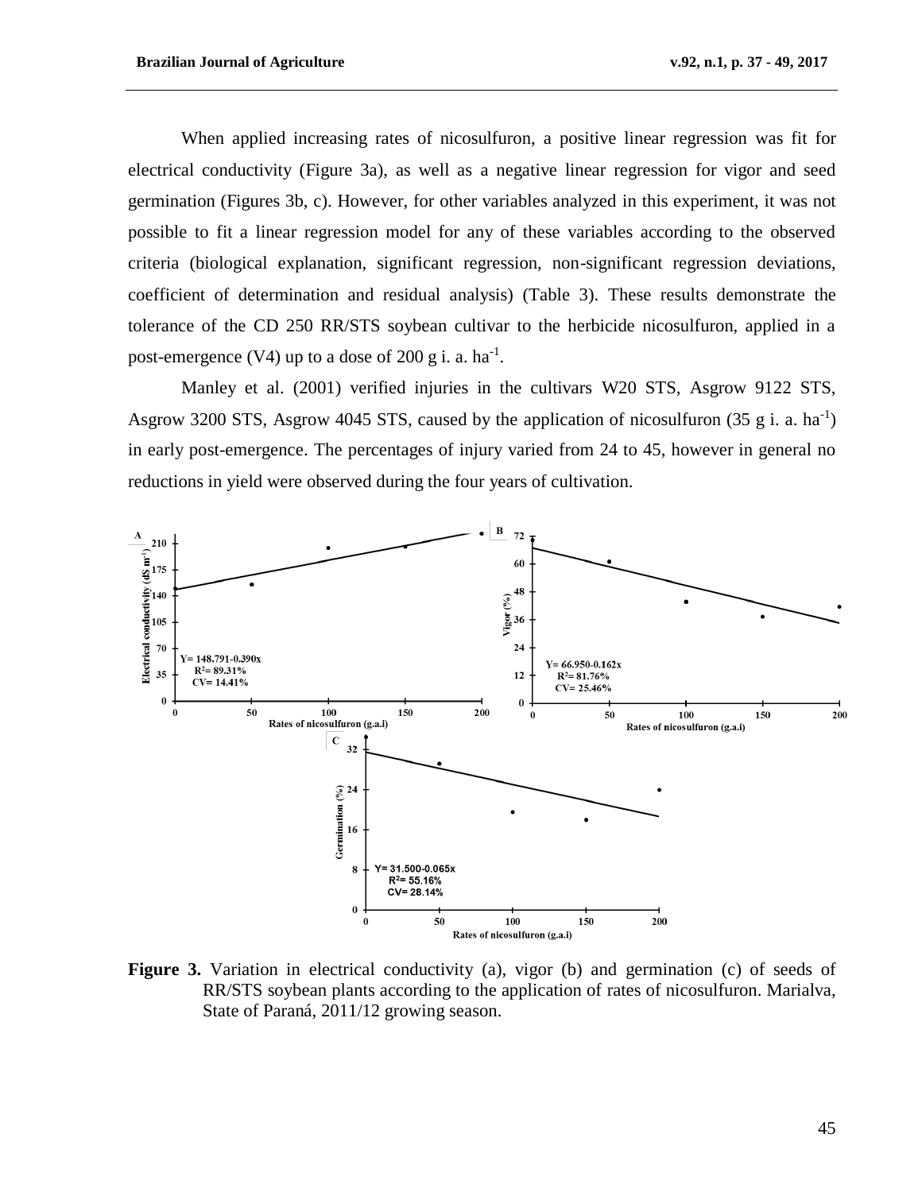When applied increasing rates of nicosulfuron, a positive linear regression was fit for electrical conductivity (Figure 3a), as well as a negative linear regression for vigor and seed germination (Figures 3b, c). However, for other variables analyzed in this experiment, it was not possible to fit a linear regression model for any of these variables according to the observed criteria (biological explanation, significant regression, non-significant regression deviations, coefficient of determination and residual analysis) (Table 3). These results demonstrate the tolerance of the CD 250 RR/STS soybean cultivar to the herbicide nicosulfuron, applied in a post-emergence (V4) up to a dose of 200 g i. a. $ha^{-1}$.

Manley et al. (2001) verified injuries in the cultivars W20 STS, Asgrow 9122 STS, Asgrow 3200 STS, Asgrow 4045 STS, caused by the application of nicosulfuron (35 g i. a. $ha^{-1}$) in early post-emergence. The percentages of injury varied from 24 to 45, however in general no reductions in yield were observed during the four years of cultivation.

A

Electrical conductivity (dS $m^{-1}$)

0
35
70
105
140
175
210

0
50
100
150
200

Rates of nicosulfuron (g.a.i)

Y= 148.791-0.390x
$R^2$= 89.31%
CV= 14.41%

B

Vigor (%)

0
12
24
36
48
60
72

0
50
100
150
200

Rates of nicosulfuron (g.a.i)

Y= 66.950-0.162x
$R^2$= 81.76%
CV= 25.46%

C

Germination (%)

0
8
16
24
32

0
50
100
150
200

Rates of nicosulfuron (g.a.i)

Y= 31.500-0.065x
$R^2$= 55.16%
CV= 28.14%

**Figure 3.** Variation in electrical conductivity (a), vigor (b) and germination (c) of seeds of RR/STS soybean plants according to the application of rates of nicosulfuron. Marialva, State of Paraná, 2011/12 growing season.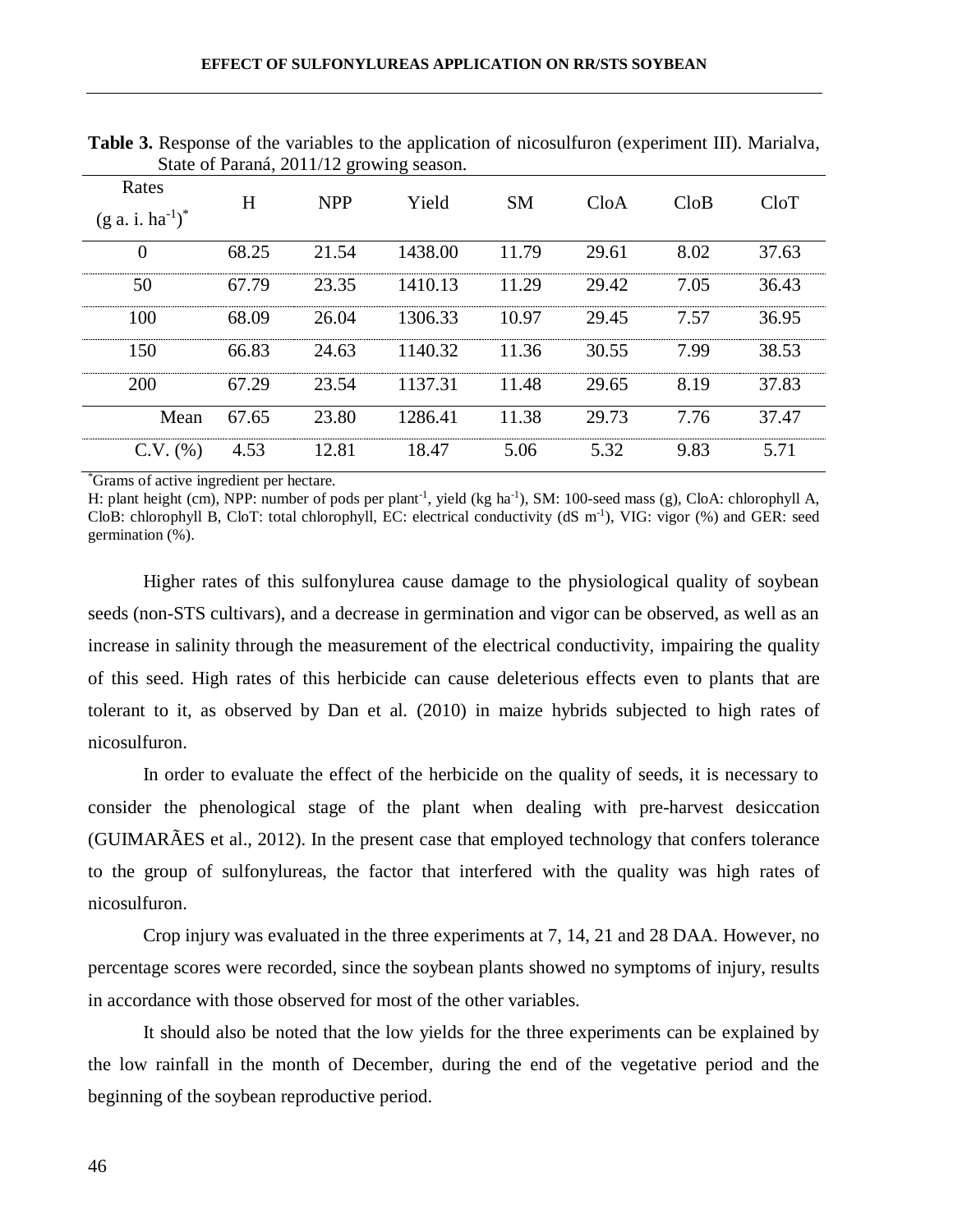**Table 3.** Response of the variables to the application of nicosulfuron (experiment III). Marialva, State of Paraná, 2011/12 growing season.

| Rates (g a. i. $ha^{-1}$)* | H | NPP | Yield | SM | CloA | CloB | CloT |
|---|---|---|---|---|---|---|---|
| 0 | 68.25 | 21.54 | 1438.00 | 11.79 | 29.61 | 8.02 | 37.63 |
| 50 | 67.79 | 23.35 | 1410.13 | 11.29 | 29.42 | 7.05 | 36.43 |
| 100 | 68.09 | 26.04 | 1306.33 | 10.97 | 29.45 | 7.57 | 36.95 |
| 150 | 66.83 | 24.63 | 1140.32 | 11.36 | 30.55 | 7.99 | 38.53 |
| 200 | 67.29 | 23.54 | 1137.31 | 11.48 | 29.65 | 8.19 | 37.83 |
| Mean | 67.65 | 23.80 | 1286.41 | 11.38 | 29.73 | 7.76 | 37.47 |
| C.V. (%) | 4.53 | 12.81 | 18.47 | 5.06 | 5.32 | 9.83 | 5.71 |

*Grams of active ingredient per hectare.

H: plant height (cm), NPP: number of pods per $plant^{-1}$, yield (kg $ha^{-1}$), SM: 100-seed mass (g), CloA: chlorophyll A, CloB: chlorophyll B, CloT: total chlorophyll, EC: electrical conductivity (dS $m^{-1}$), VIG: vigor (%) and GER: seed germination (%).

Higher rates of this sulfonylurea cause damage to the physiological quality of soybean seeds (non-STS cultivars), and a decrease in germination and vigor can be observed, as well as an increase in salinity through the measurement of the electrical conductivity, impairing the quality of this seed. High rates of this herbicide can cause deleterious effects even to plants that are tolerant to it, as observed by Dan et al. (2010) in maize hybrids subjected to high rates of nicosulfuron.

In order to evaluate the effect of the herbicide on the quality of seeds, it is necessary to consider the phenological stage of the plant when dealing with pre-harvest desiccation (GUIMARÃES et al., 2012). In the present case that employed technology that confers tolerance to the group of sulfonylureas, the factor that interfered with the quality was high rates of nicosulfuron.

Crop injury was evaluated in the three experiments at 7, 14, 21 and 28 DAA. However, no percentage scores were recorded, since the soybean plants showed no symptoms of injury, results in accordance with those observed for most of the other variables.

It should also be noted that the low yields for the three experiments can be explained by the low rainfall in the month of December, during the end of the vegetative period and the beginning of the soybean reproductive period.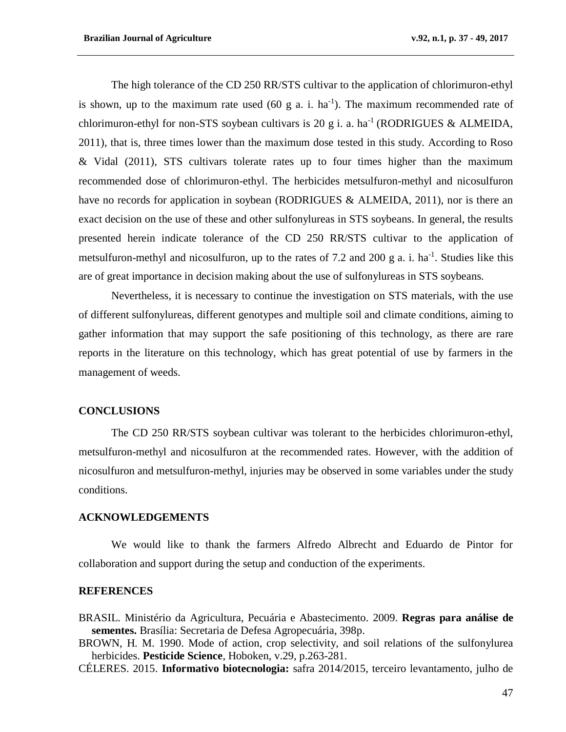The high tolerance of the CD 250 RR/STS cultivar to the application of chlorimuron-ethyl is shown, up to the maximum rate used (60 g a. i. $ha^{-1}$). The maximum recommended rate of chlorimuron-ethyl for non-STS soybean cultivars is 20 g i. a. $ha^{-1}$ (RODRIGUES & ALMEIDA, 2011), that is, three times lower than the maximum dose tested in this study. According to Roso & Vidal (2011), STS cultivars tolerate rates up to four times higher than the maximum recommended dose of chlorimuron-ethyl. The herbicides metsulfuron-methyl and nicosulfuron have no records for application in soybean (RODRIGUES & ALMEIDA, 2011), nor is there an exact decision on the use of these and other sulfonylureas in STS soybeans. In general, the results presented herein indicate tolerance of the CD 250 RR/STS cultivar to the application of metsulfuron-methyl and nicosulfuron, up to the rates of 7.2 and 200 g a. i. $ha^{-1}$. Studies like this are of great importance in decision making about the use of sulfonylureas in STS soybeans.

Nevertheless, it is necessary to continue the investigation on STS materials, with the use of different sulfonylureas, different genotypes and multiple soil and climate conditions, aiming to gather information that may support the safe positioning of this technology, as there are rare reports in the literature on this technology, which has great potential of use by farmers in the management of weeds.

## CONCLUSIONS

The CD 250 RR/STS soybean cultivar was tolerant to the herbicides chlorimuron-ethyl, metsulfuron-methyl and nicosulfuron at the recommended rates. However, with the addition of nicosulfuron and metsulfuron-methyl, injuries may be observed in some variables under the study conditions.

## ACKNOWLEDGEMENTS

We would like to thank the farmers Alfredo Albrecht and Eduardo de Pintor for collaboration and support during the setup and conduction of the experiments.

## REFERENCES

BRASIL. Ministério da Agricultura, Pecuária e Abastecimento. 2009. **Regras para análise de sementes.** Brasília: Secretaria de Defesa Agropecuária, 398p.

BROWN, H. M. 1990. Mode of action, crop selectivity, and soil relations of the sulfonylurea herbicides. **Pesticide Science**, Hoboken, v.29, p.263-281.

CÉLERES. 2015. **Informativo biotecnologia:** safra 2014/2015, terceiro levantamento, julho de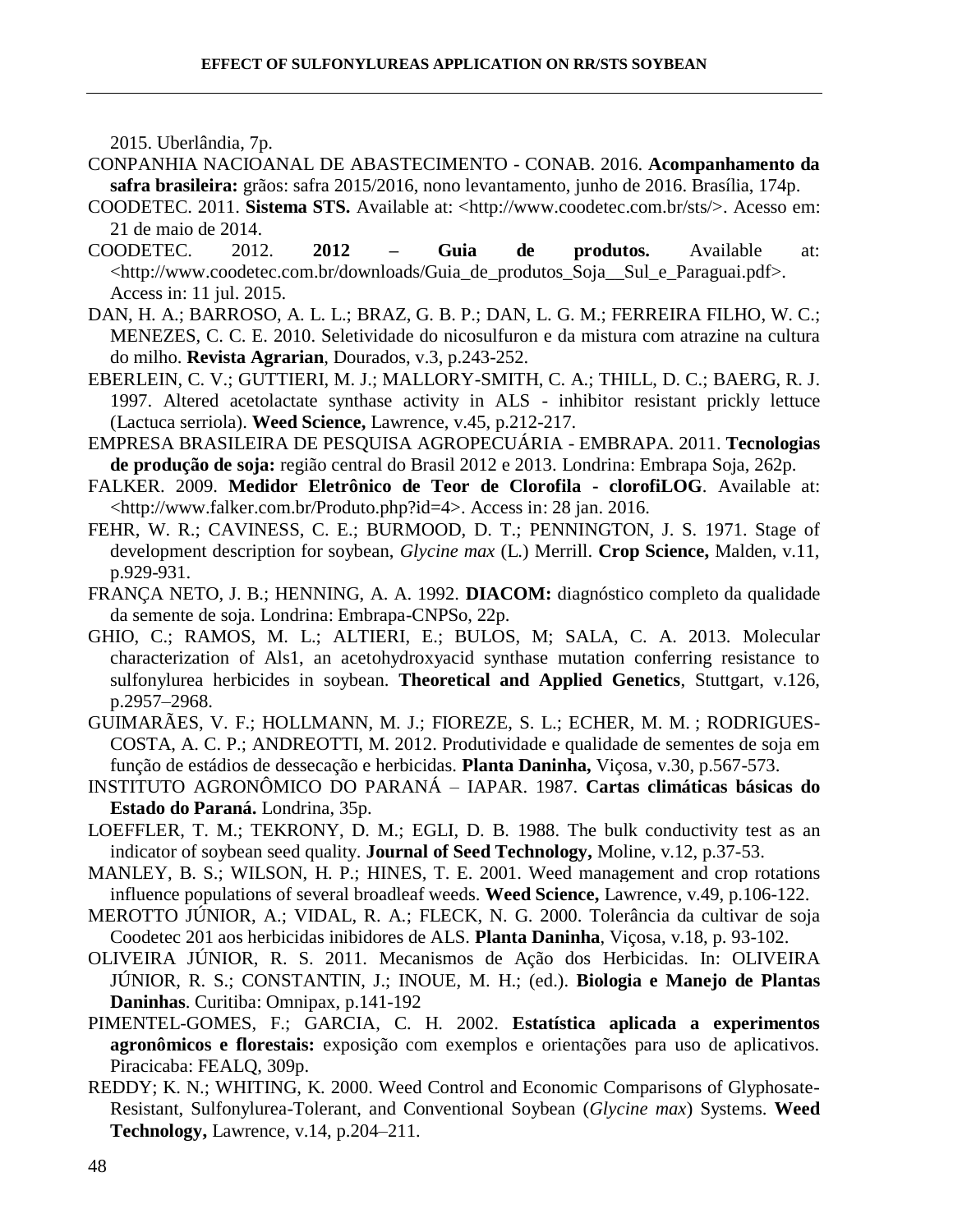2015. Uberlândia, 7p.

CONPANHIA NACIOANAL DE ABASTECIMENTO - CONAB. 2016. **Acompanhamento da safra brasileira:** grãos: safra 2015/2016, nono levantamento, junho de 2016. Brasília, 174p.

COODETEC. 2011. **Sistema STS.** Available at: <http://www.coodetec.com.br/sts/>. Acesso em: 21 de maio de 2014.

COODETEC. 2012. **2012 – Guia de produtos.** Available at: <http://www.coodetec.com.br/downloads/Guia_de_produtos_Soja__Sul_e_Paraguai.pdf>. Access in: 11 jul. 2015.

DAN, H. A.; BARROSO, A. L. L.; BRAZ, G. B. P.; DAN, L. G. M.; FERREIRA FILHO, W. C.; MENEZES, C. C. E. 2010. Seletividade do nicosulfuron e da mistura com atrazine na cultura do milho. **Revista Agrarian**, Dourados, v.3, p.243-252.

EBERLEIN, C. V.; GUTTIERI, M. J.; MALLORY-SMITH, C. A.; THILL, D. C.; BAERG, R. J. 1997. Altered acetolactate synthase activity in ALS - inhibitor resistant prickly lettuce (Lactuca serriola). **Weed Science,** Lawrence, v.45, p.212-217.

EMPRESA BRASILEIRA DE PESQUISA AGROPECUÁRIA - EMBRAPA. 2011. **Tecnologias de produção de soja:** região central do Brasil 2012 e 2013. Londrina: Embrapa Soja, 262p.

FALKER. 2009. **Medidor Eletrônico de Teor de Clorofila - clorofiLOG**. Available at: <http://www.falker.com.br/Produto.php?id=4>. Access in: 28 jan. 2016.

FEHR, W. R.; CAVINESS, C. E.; BURMOOD, D. T.; PENNINGTON, J. S. 1971. Stage of development description for soybean, *Glycine max* (L.) Merrill. **Crop Science,** Malden, v.11, p.929-931.

FRANÇA NETO, J. B.; HENNING, A. A. 1992. **DIACOM:** diagnóstico completo da qualidade da semente de soja. Londrina: Embrapa-CNPSo, 22p.

GHIO, C.; RAMOS, M. L.; ALTIERI, E.; BULOS, M; SALA, C. A. 2013. Molecular characterization of Als1, an acetohydroxyacid synthase mutation conferring resistance to sulfonylurea herbicides in soybean. **Theoretical and Applied Genetics**, Stuttgart, v.126, p.2957–2968.

GUIMARÃES, V. F.; HOLLMANN, M. J.; FIOREZE, S. L.; ECHER, M. M. ; RODRIGUES-COSTA, A. C. P.; ANDREOTTI, M. 2012. Produtividade e qualidade de sementes de soja em função de estádios de dessecação e herbicidas. **Planta Daninha,** Viçosa, v.30, p.567-573.

INSTITUTO AGRONÔMICO DO PARANÁ – IAPAR. 1987. **Cartas climáticas básicas do Estado do Paraná.** Londrina, 35p.

LOEFFLER, T. M.; TEKRONY, D. M.; EGLI, D. B. 1988. The bulk conductivity test as an indicator of soybean seed quality. **Journal of Seed Technology,** Moline, v.12, p.37-53.

MANLEY, B. S.; WILSON, H. P.; HINES, T. E. 2001. Weed management and crop rotations influence populations of several broadleaf weeds. **Weed Science,** Lawrence, v.49, p.106-122.

MEROTTO JÚNIOR, A.; VIDAL, R. A.; FLECK, N. G. 2000. Tolerância da cultivar de soja Coodetec 201 aos herbicidas inibidores de ALS. **Planta Daninha**, Viçosa, v.18, p. 93-102.

OLIVEIRA JÚNIOR, R. S. 2011. Mecanismos de Ação dos Herbicidas. In: OLIVEIRA JÚNIOR, R. S.; CONSTANTIN, J.; INOUE, M. H.; (ed.). **Biologia e Manejo de Plantas Daninhas**. Curitiba: Omnipax, p.141-192

PIMENTEL-GOMES, F.; GARCIA, C. H. 2002. **Estatística aplicada a experimentos agronômicos e florestais:** exposição com exemplos e orientações para uso de aplicativos. Piracicaba: FEALQ, 309p.

REDDY; K. N.; WHITING, K. 2000. Weed Control and Economic Comparisons of Glyphosate-Resistant, Sulfonylurea-Tolerant, and Conventional Soybean (*Glycine max*) Systems. **Weed Technology,** Lawrence, v.14, p.204–211.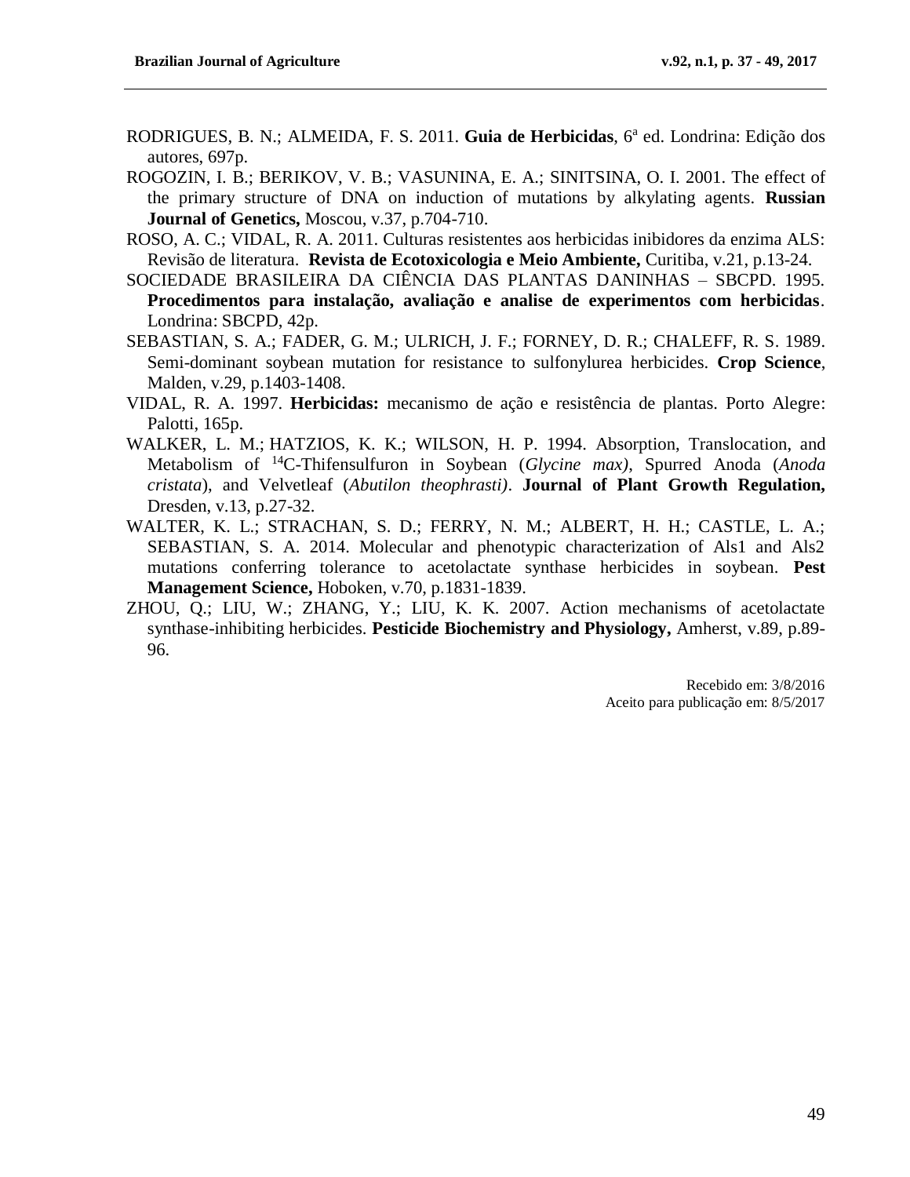RODRIGUES, B. N.; ALMEIDA, F. S. 2011. **Guia de Herbicidas**, 6ª ed. Londrina: Edição dos autores, 697p.

ROGOZIN, I. B.; BERIKOV, V. B.; VASUNINA, E. A.; SINITSINA, O. I. 2001. The effect of the primary structure of DNA on induction of mutations by alkylating agents. **Russian Journal of Genetics,** Moscou, v.37, p.704-710.

ROSO, A. C.; VIDAL, R. A. 2011. Culturas resistentes aos herbicidas inibidores da enzima ALS: Revisão de literatura. **Revista de Ecotoxicologia e Meio Ambiente,** Curitiba, v.21, p.13-24.

SOCIEDADE BRASILEIRA DA CIÊNCIA DAS PLANTAS DANINHAS – SBCPD. 1995. **Procedimentos para instalação, avaliação e analise de experimentos com herbicidas**. Londrina: SBCPD, 42p.

SEBASTIAN, S. A.; FADER, G. M.; ULRICH, J. F.; FORNEY, D. R.; CHALEFF, R. S. 1989. Semi-dominant soybean mutation for resistance to sulfonylurea herbicides. **Crop Science**, Malden, v.29, p.1403-1408.

VIDAL, R. A. 1997. **Herbicidas:** mecanismo de ação e resistência de plantas. Porto Alegre: Palotti, 165p.

WALKER, L. M.; HATZIOS, K. K.; WILSON, H. P. 1994. Absorption, Translocation, and Metabolism of $^{14}$C-Thifensulfuron in Soybean (*Glycine max)*, Spurred Anoda (*Anoda cristata*), and Velvetleaf (*Abutilon theophrasti)*. **Journal of Plant Growth Regulation,** Dresden, v.13, p.27-32.

WALTER, K. L.; STRACHAN, S. D.; FERRY, N. M.; ALBERT, H. H.; CASTLE, L. A.; SEBASTIAN, S. A. 2014. Molecular and phenotypic characterization of Als1 and Als2 mutations conferring tolerance to acetolactate synthase herbicides in soybean. **Pest Management Science,** Hoboken, v.70, p.1831-1839.

ZHOU, Q.; LIU, W.; ZHANG, Y.; LIU, K. K. 2007. Action mechanisms of acetolactate synthase-inhibiting herbicides. **Pesticide Biochemistry and Physiology,** Amherst, v.89, p.89-96.

Recebido em: 3/8/2016
Aceito para publicação em: 8/5/2017